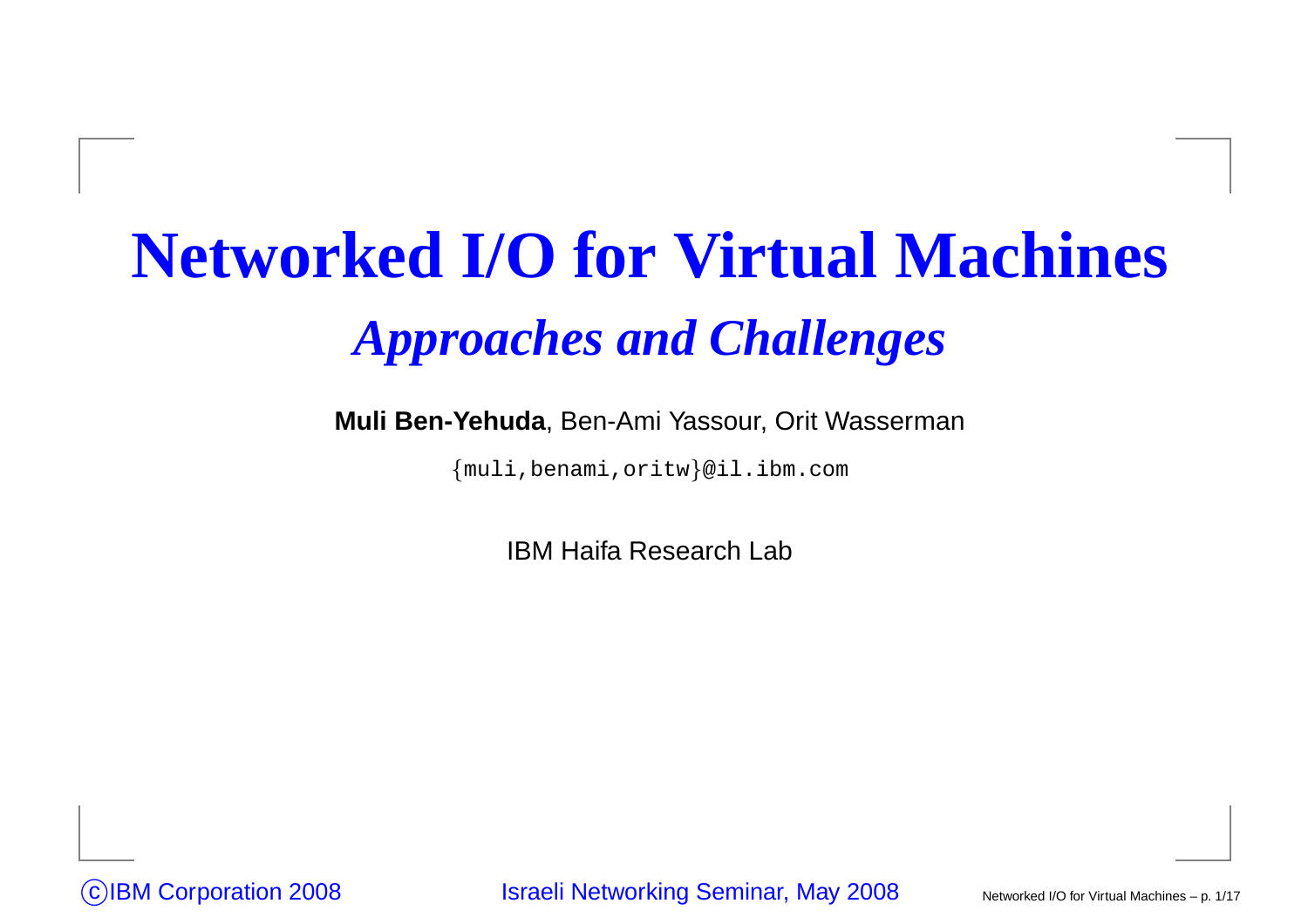# Networked I/O for Virtual Machines

## *Approaches and Challenges*

**Muli Ben-Yehuda**, Ben-Ami Yassour, Orit Wasserman

{muli,benami,oritw}@il.ibm.com

IBM Haifa Research Lab

©IBM Corporation 2008

Israeli Networking Seminar, May 2008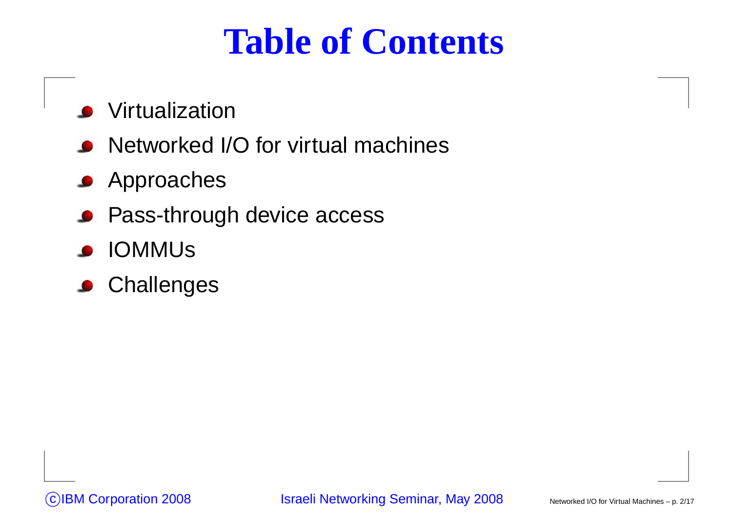# Table of Contents

- Virtualization
- Networked I/O for virtual machines
- Approaches
- Pass-through device access
- IOMMUs
- Challenges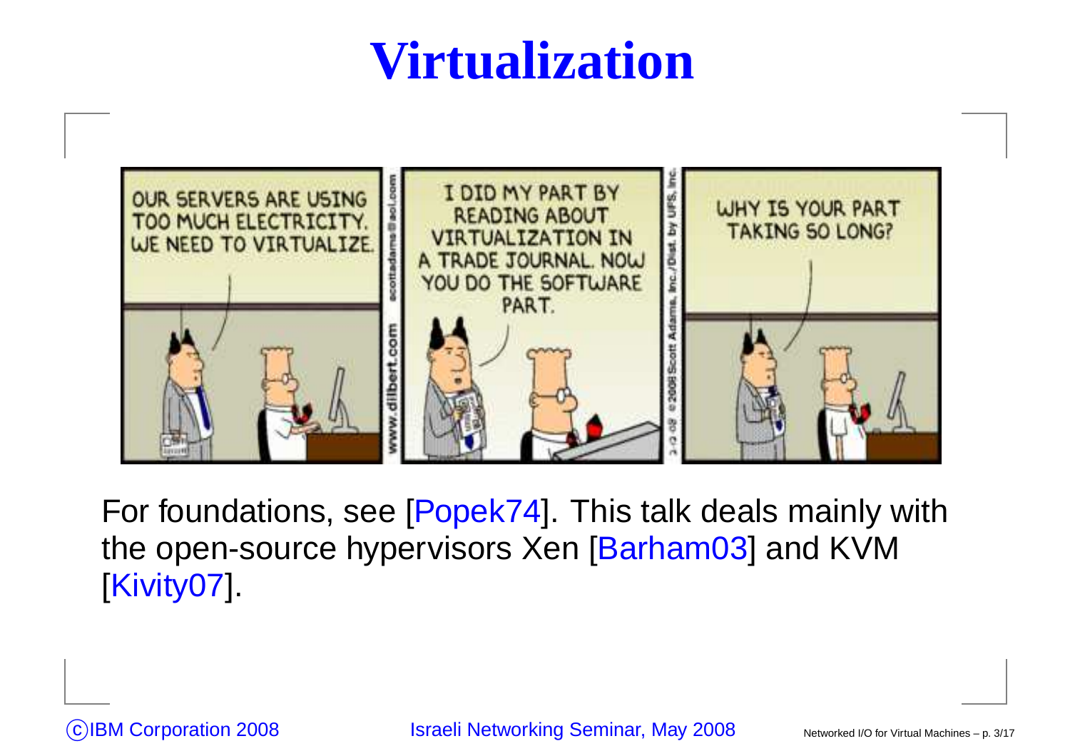# Virtualization

For foundations, see [Popek74]. This talk deals mainly with the open-source hypervisors Xen [Barham03] and KVM [Kivity07].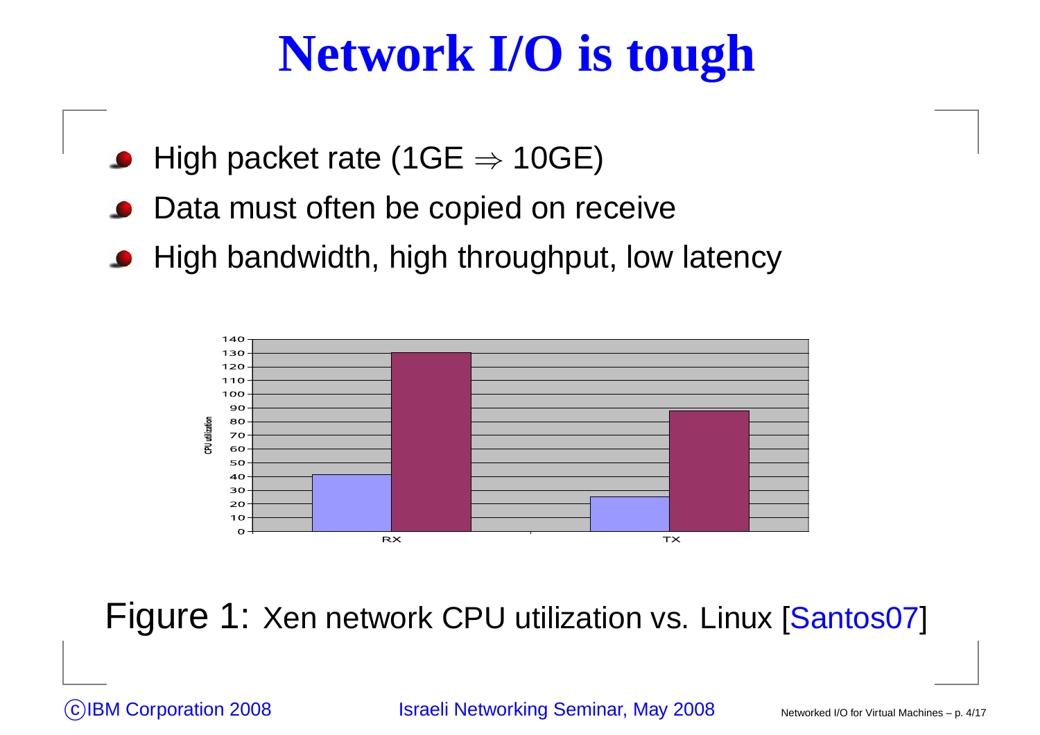# Network I/O is tough

- High packet rate (1GE $\Rightarrow$ 10GE)
- Data must often be copied on receive
- High bandwidth, high throughput, low latency

Figure 1: Xen network CPU utilization vs. Linux [Santos07]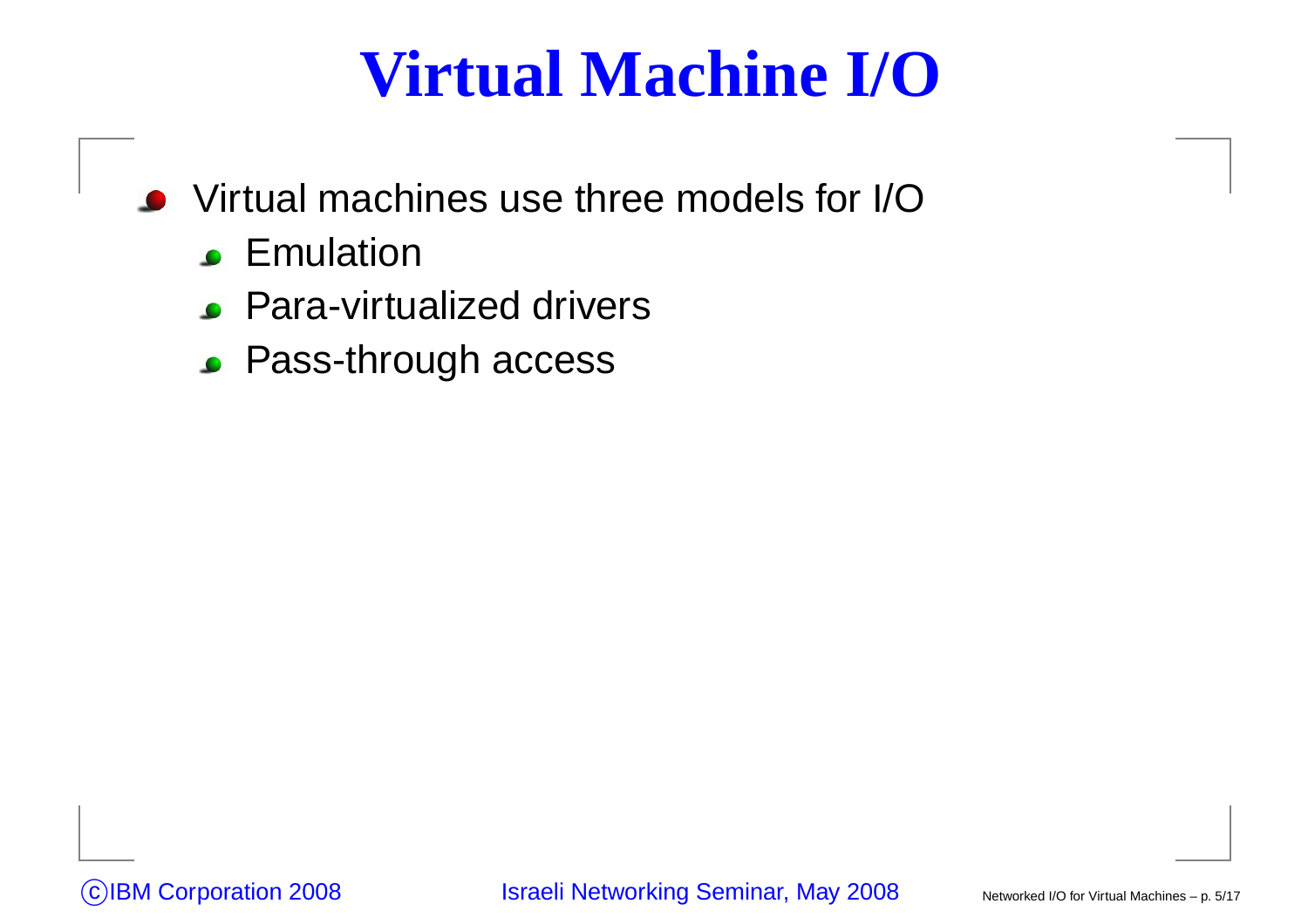# Virtual Machine I/O

- Virtual machines use three models for I/O
  - Emulation
  - Para-virtualized drivers
  - Pass-through access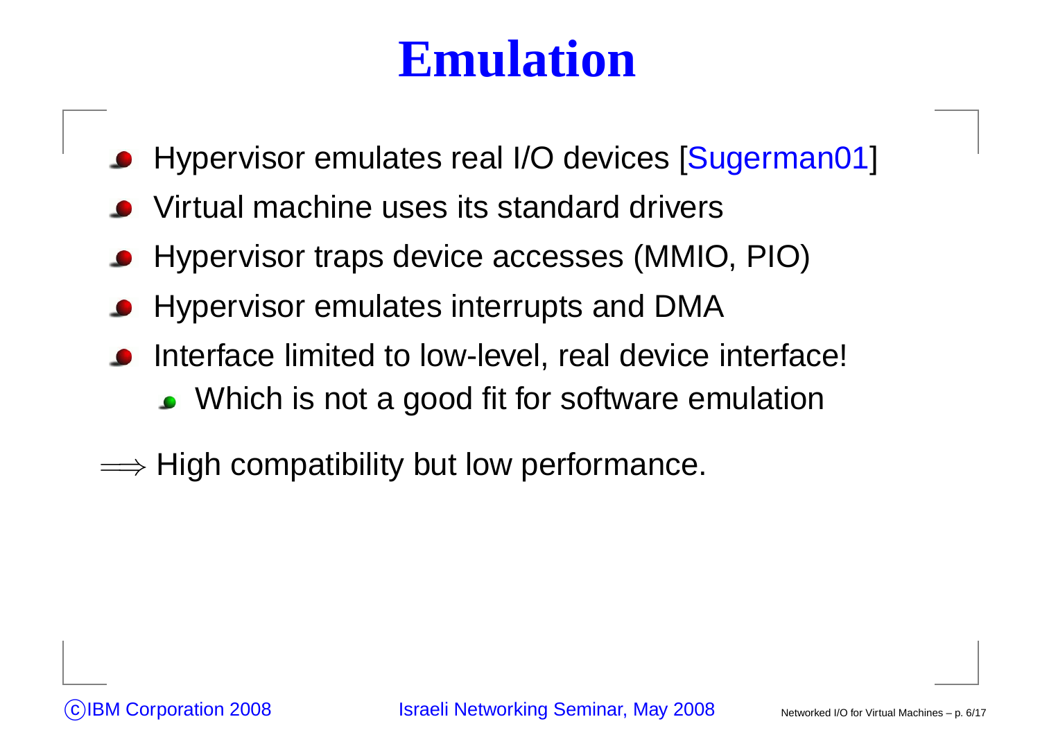# Emulation

- Hypervisor emulates real I/O devices [Sugerman01]
- Virtual machine uses its standard drivers
- Hypervisor traps device accesses (MMIO, PIO)
- Hypervisor emulates interrupts and DMA
- Interface limited to low-level, real device interface!
  - Which is not a good fit for software emulation

$\Longrightarrow$ High compatibility but low performance.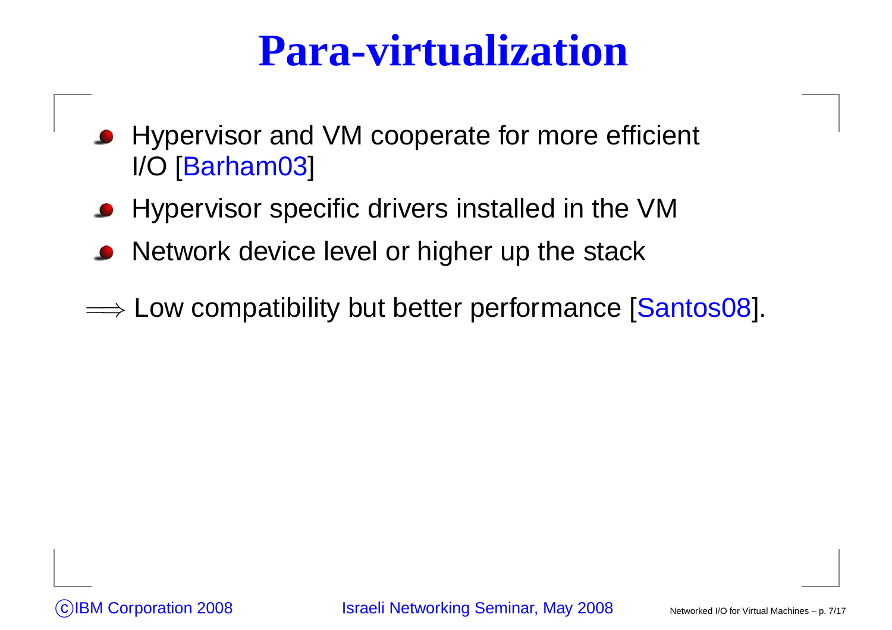# Para-virtualization

- Hypervisor and VM cooperate for more efficient I/O [Barham03]
- Hypervisor specific drivers installed in the VM
- Network device level or higher up the stack

$\Longrightarrow$ Low compatibility but better performance [Santos08].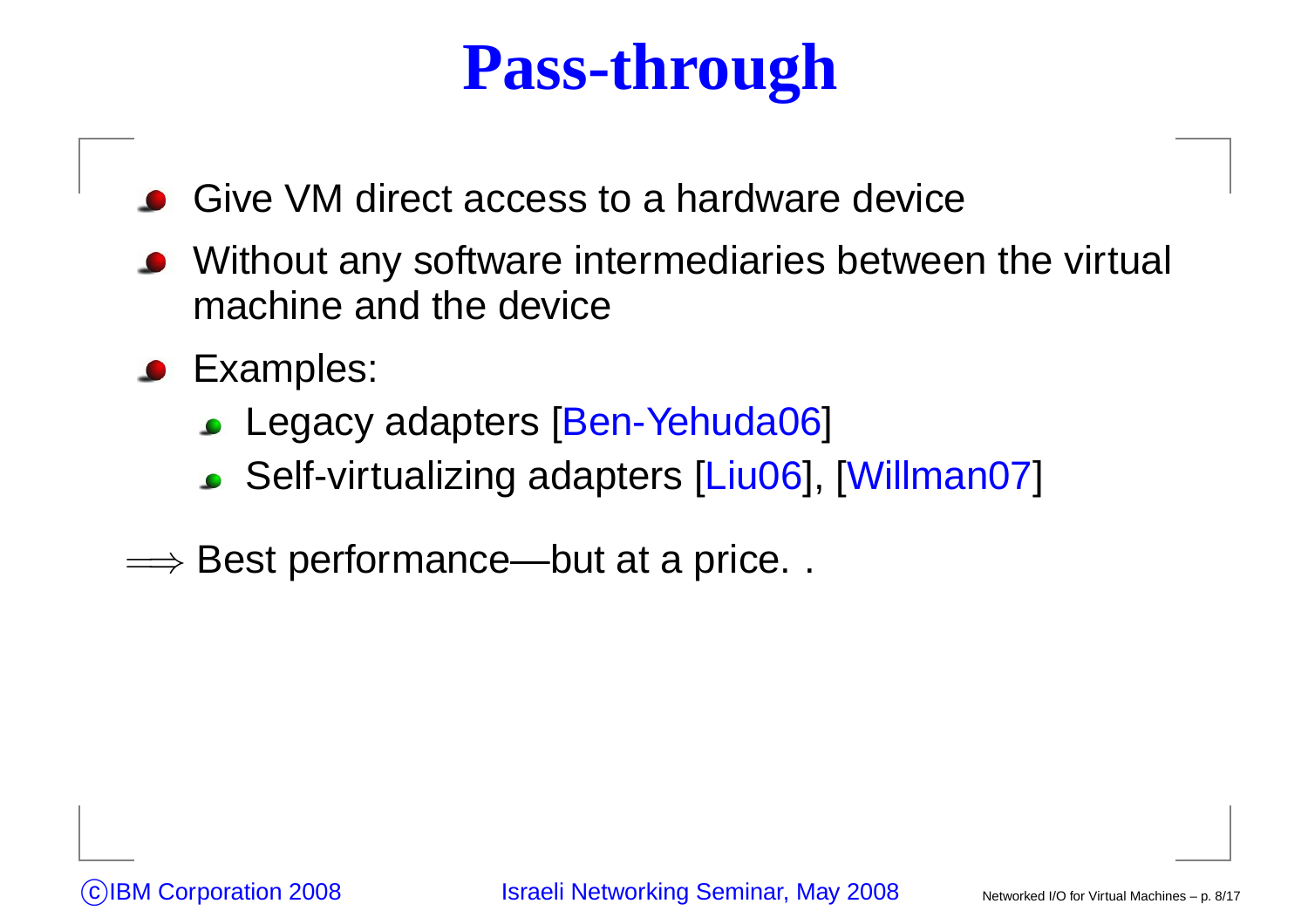# Pass-through

- Give VM direct access to a hardware device
- Without any software intermediaries between the virtual machine and the device
- Examples:
  - Legacy adapters [Ben-Yehuda06]
  - Self-virtualizing adapters [Liu06], [Willman07]

$\Longrightarrow$ Best performance—but at a price. .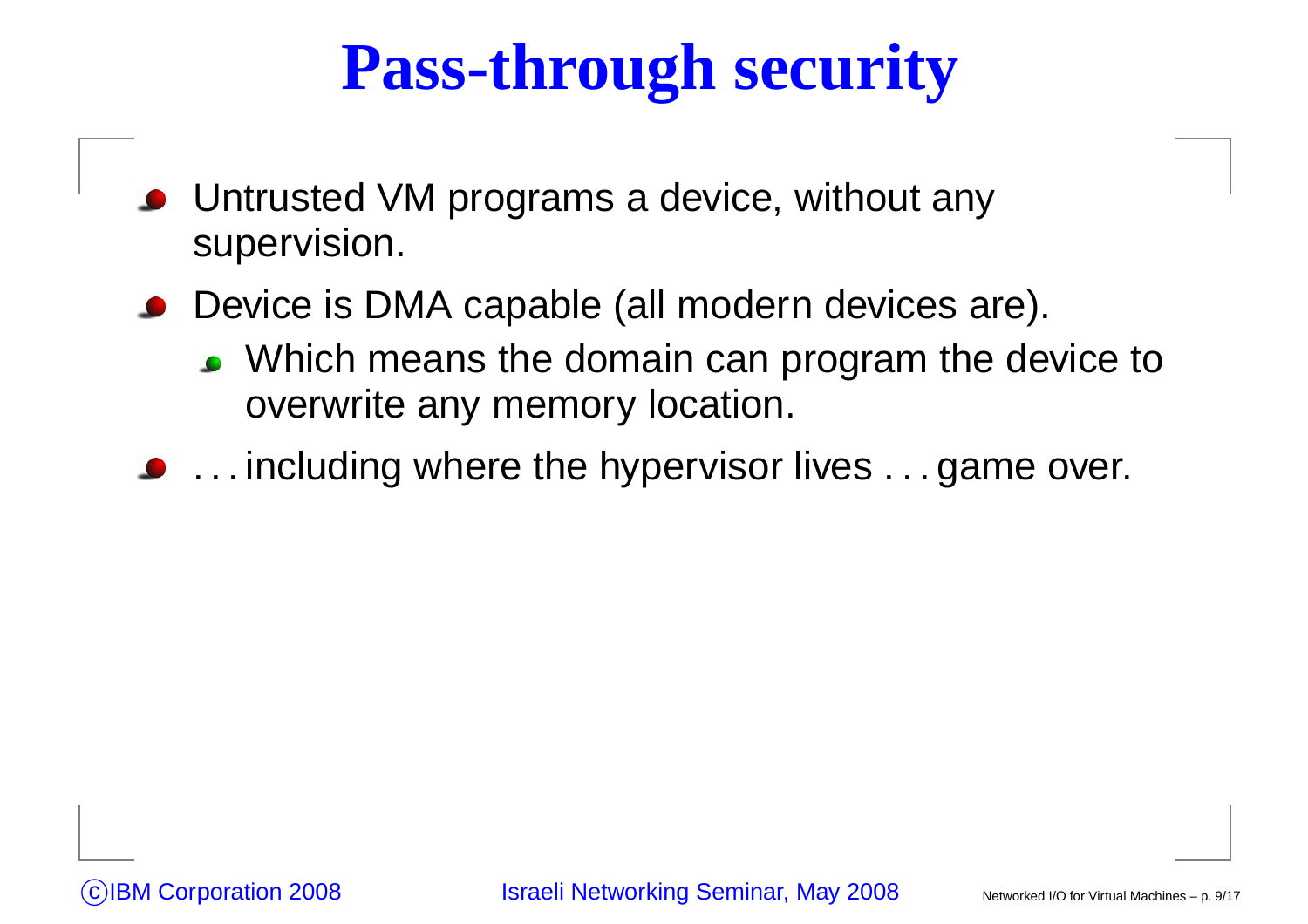# Pass-through security

- Untrusted VM programs a device, without any supervision.
- Device is DMA capable (all modern devices are).
  - Which means the domain can program the device to overwrite any memory location.
- . . . including where the hypervisor lives . . . game over.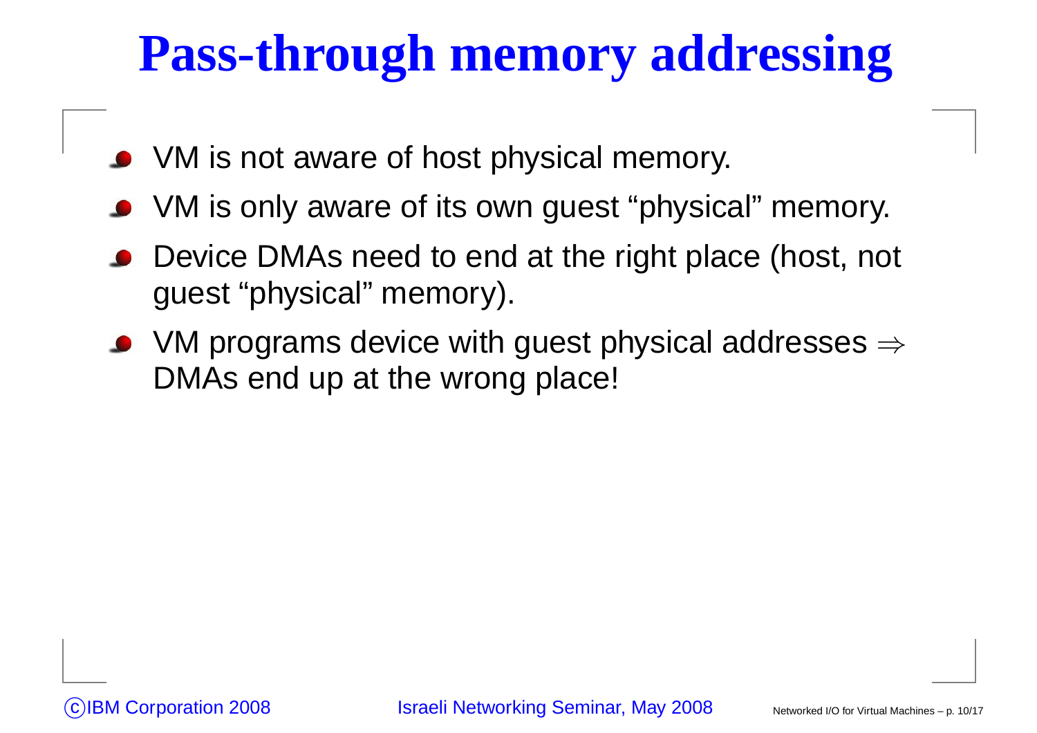# Pass-through memory addressing

- VM is not aware of host physical memory.
- VM is only aware of its own guest “physical” memory.
- Device DMAs need to end at the right place (host, not guest “physical” memory).
- VM programs device with guest physical addresses $\Rightarrow$ DMAs end up at the wrong place!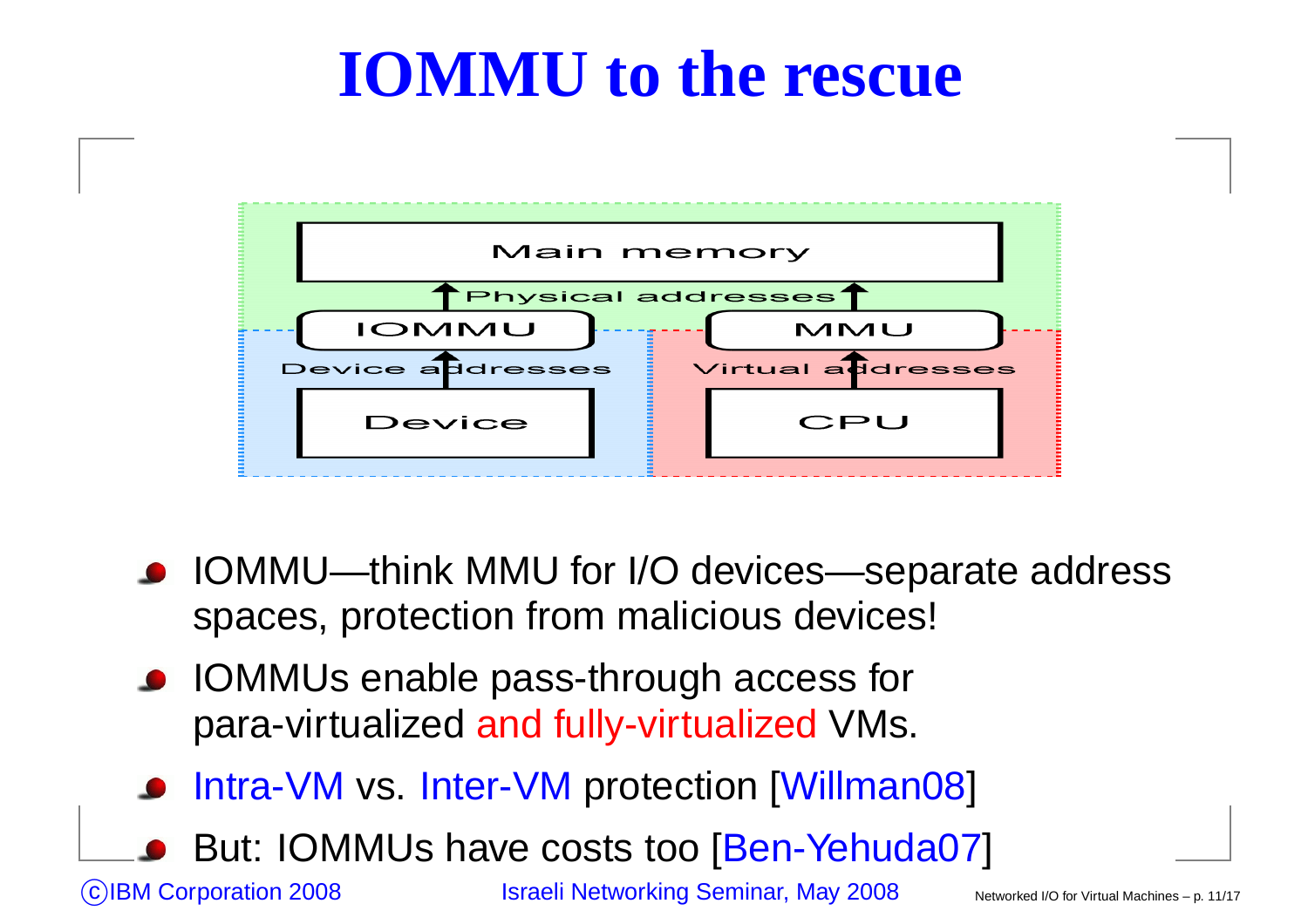# IOMMU to the rescue

Main memory

Physical addresses

IOMMU | MMU

Device addresses | Virtual addresses

Device | CPU

- IOMMU—think MMU for I/O devices—separate address spaces, protection from malicious devices!
- IOMMUs enable pass-through access for para-virtualized and fully-virtualized VMs.
- Intra-VM vs. Inter-VM protection [Willman08]
- But: IOMMUs have costs too [Ben-Yehuda07]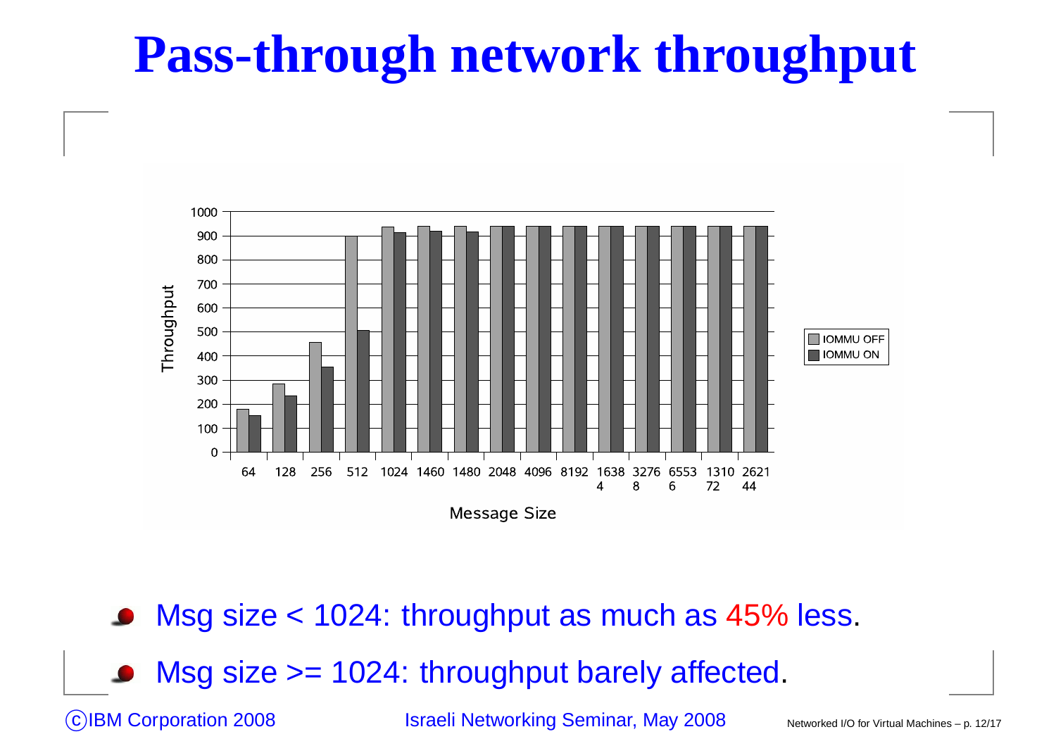# Pass-through network throughput

- Msg size < 1024: throughput as much as 45% less.
- Msg size >= 1024: throughput barely affected.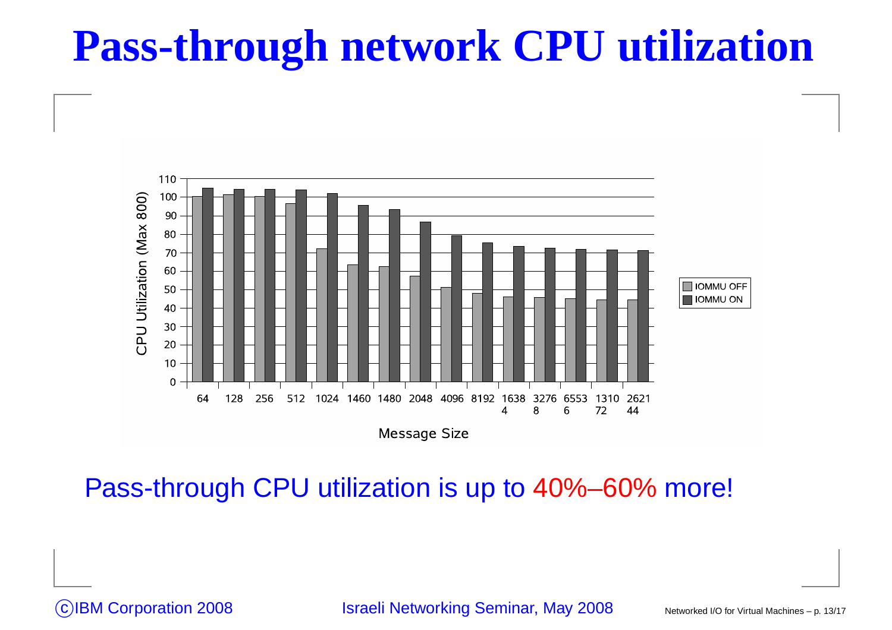# Pass-through network CPU utilization

| Message Size | IOMMU OFF | IOMMU ON |
|---|---|---|
| 64 | 100 | 105 |
| 128 | 101 | 104 |
| 256 | 100 | 104 |
| 512 | 96 | 104 |
| 1024 | 72 | 102 |
| 1460 | 63 | 95 |
| 1480 | 62 | 93 |
| 2048 | 57 | 86 |
| 4096 | 51 | 79 |
| 8192 | 48 | 75 |
| 16384 | 46 | 73 |
| 32768 | 45 | 72 |
| 65536 | 45 | 72 |
| 131072 | 44 | 71 |
| 262144 | 44 | 71 |

CPU Utilization (Max 800)

Pass-through CPU utilization is up to 40%–60% more!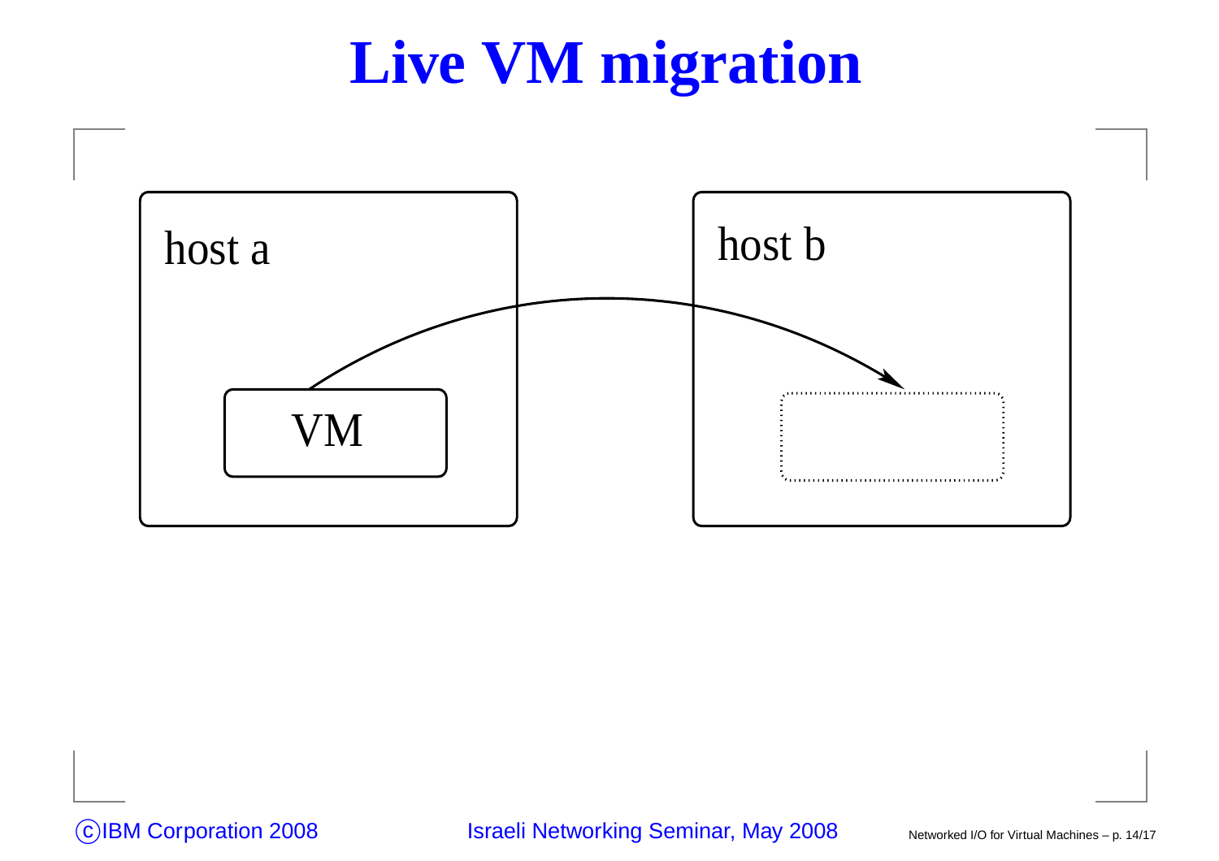# Live VM migration

host a

VM

host b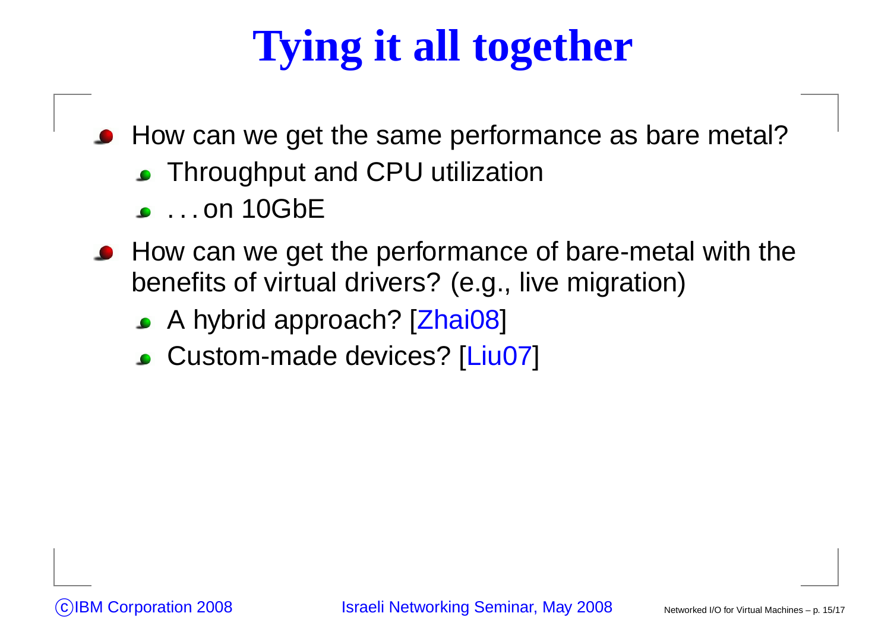# Tying it all together

- How can we get the same performance as bare metal?
  - Throughput and CPU utilization
  - . . . on 10GbE
- How can we get the performance of bare-metal with the benefits of virtual drivers? (e.g., live migration)
  - A hybrid approach? [Zhai08]
  - Custom-made devices? [Liu07]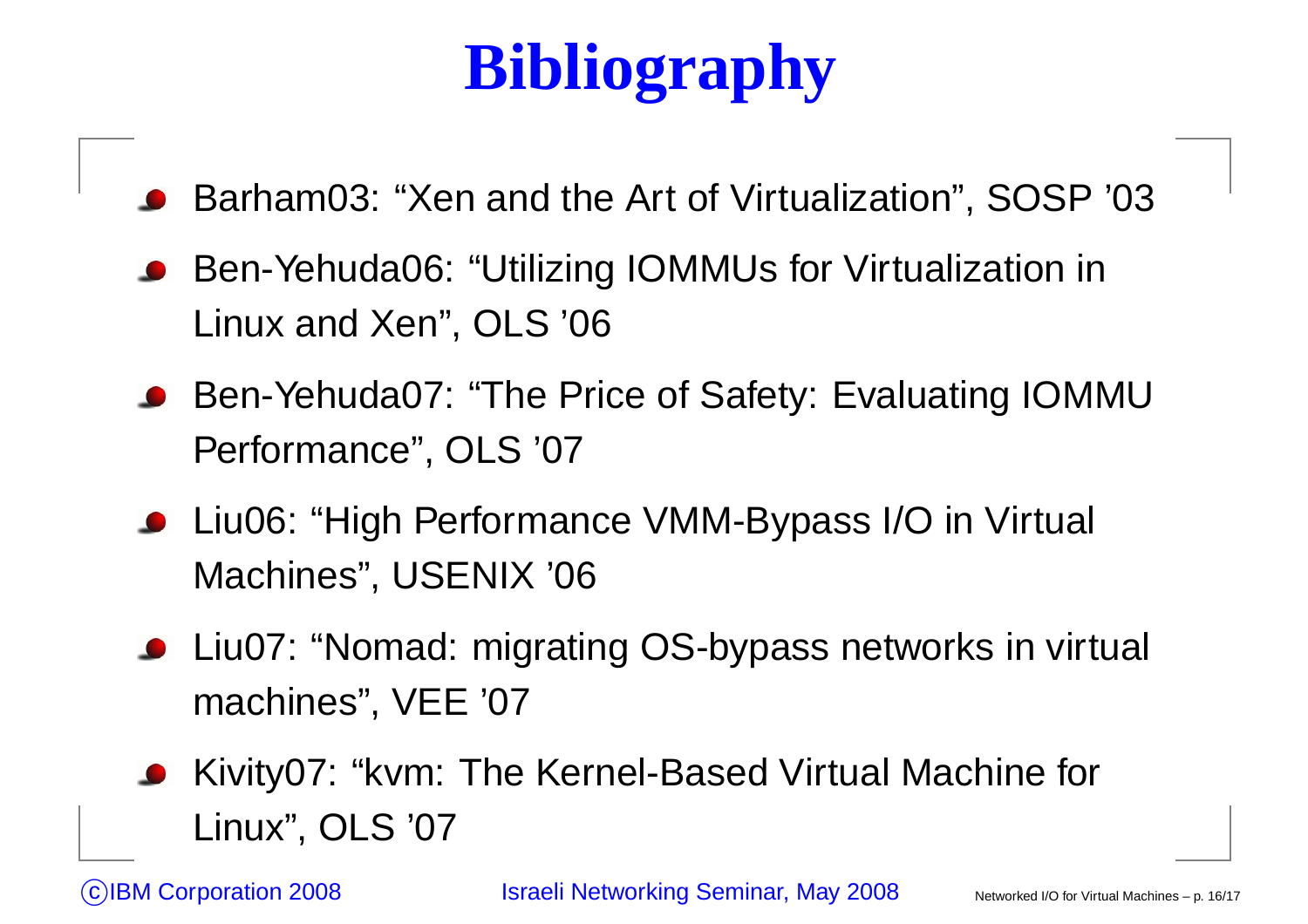# Bibliography

- Barham03: “Xen and the Art of Virtualization”, SOSP ’03
- Ben-Yehuda06: “Utilizing IOMMUs for Virtualization in Linux and Xen”, OLS ’06
- Ben-Yehuda07: “The Price of Safety: Evaluating IOMMU Performance”, OLS ’07
- Liu06: “High Performance VMM-Bypass I/O in Virtual Machines”, USENIX ’06
- Liu07: “Nomad: migrating OS-bypass networks in virtual machines”, VEE ’07
- Kivity07: “kvm: The Kernel-Based Virtual Machine for Linux”, OLS ’07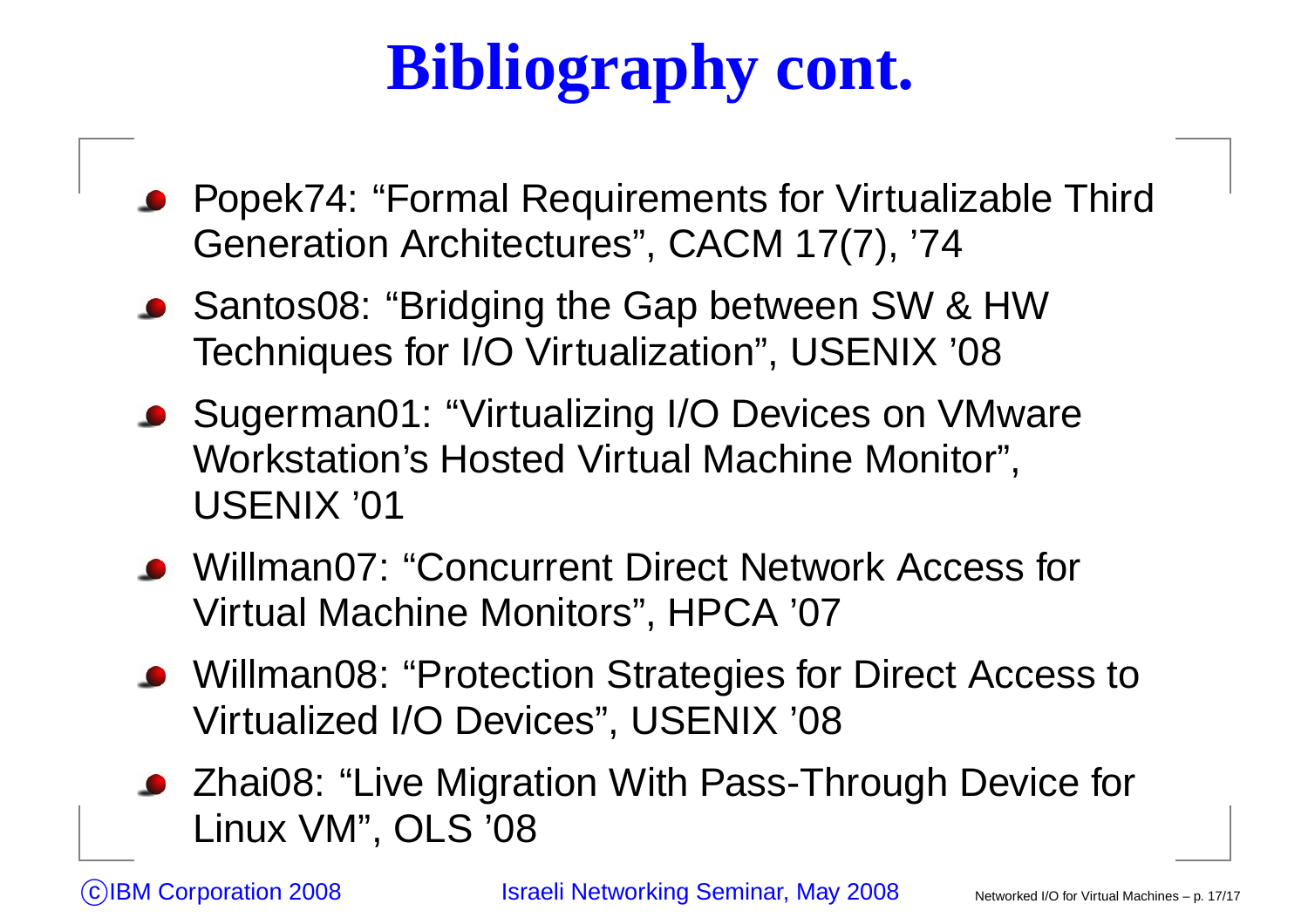# Bibliography cont.

- Popek74: “Formal Requirements for Virtualizable Third Generation Architectures”, CACM 17(7), ’74
- Santos08: “Bridging the Gap between SW & HW Techniques for I/O Virtualization”, USENIX ’08
- Sugerman01: “Virtualizing I/O Devices on VMware Workstation’s Hosted Virtual Machine Monitor”, USENIX ’01
- Willman07: “Concurrent Direct Network Access for Virtual Machine Monitors”, HPCA ’07
- Willman08: “Protection Strategies for Direct Access to Virtualized I/O Devices”, USENIX ’08
- Zhai08: “Live Migration With Pass-Through Device for Linux VM”, OLS ’08